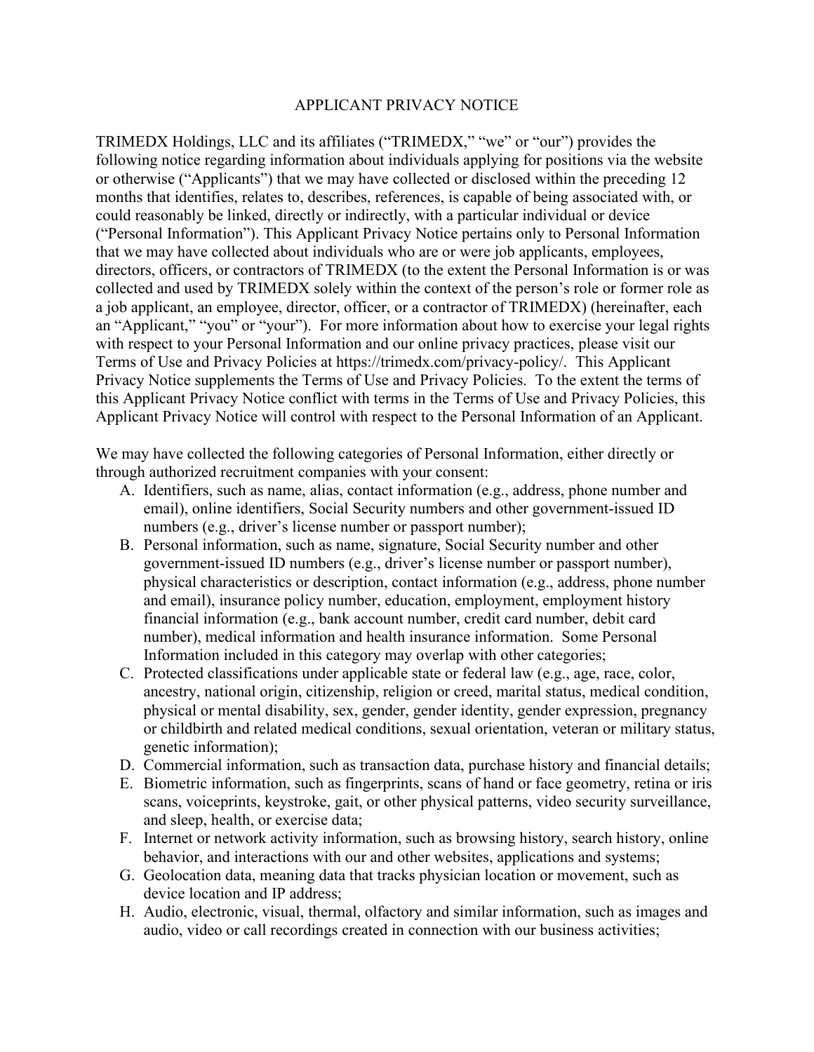# APPLICANT PRIVACY NOTICE

TRIMEDX Holdings, LLC and its affiliates ("TRIMEDX," "we" or "our") provides the following notice regarding information about individuals applying for positions via the website or otherwise ("Applicants") that we may have collected or disclosed within the preceding 12 months that identifies, relates to, describes, references, is capable of being associated with, or could reasonably be linked, directly or indirectly, with a particular individual or device ("Personal Information"). This Applicant Privacy Notice pertains only to Personal Information that we may have collected about individuals who are or were job applicants, employees, directors, officers, or contractors of TRIMEDX (to the extent the Personal Information is or was collected and used by TRIMEDX solely within the context of the person's role or former role as a job applicant, an employee, director, officer, or a contractor of TRIMEDX) (hereinafter, each an "Applicant," "you" or "your"). For more information about how to exercise your legal rights with respect to your Personal Information and our online privacy practices, please visit our Terms of Use and Privacy Policies at https://trimedx.com/privacy-policy/. This Applicant Privacy Notice supplements the Terms of Use and Privacy Policies. To the extent the terms of this Applicant Privacy Notice conflict with terms in the Terms of Use and Privacy Policies, this Applicant Privacy Notice will control with respect to the Personal Information of an Applicant.

We may have collected the following categories of Personal Information, either directly or through authorized recruitment companies with your consent:

A. Identifiers, such as name, alias, contact information (e.g., address, phone number and email), online identifiers, Social Security numbers and other government-issued ID numbers (e.g., driver's license number or passport number);
B. Personal information, such as name, signature, Social Security number and other government-issued ID numbers (e.g., driver's license number or passport number), physical characteristics or description, contact information (e.g., address, phone number and email), insurance policy number, education, employment, employment history financial information (e.g., bank account number, credit card number, debit card number), medical information and health insurance information. Some Personal Information included in this category may overlap with other categories;
C. Protected classifications under applicable state or federal law (e.g., age, race, color, ancestry, national origin, citizenship, religion or creed, marital status, medical condition, physical or mental disability, sex, gender, gender identity, gender expression, pregnancy or childbirth and related medical conditions, sexual orientation, veteran or military status, genetic information);
D. Commercial information, such as transaction data, purchase history and financial details;
E. Biometric information, such as fingerprints, scans of hand or face geometry, retina or iris scans, voiceprints, keystroke, gait, or other physical patterns, video security surveillance, and sleep, health, or exercise data;
F. Internet or network activity information, such as browsing history, search history, online behavior, and interactions with our and other websites, applications and systems;
G. Geolocation data, meaning data that tracks physician location or movement, such as device location and IP address;
H. Audio, electronic, visual, thermal, olfactory and similar information, such as images and audio, video or call recordings created in connection with our business activities;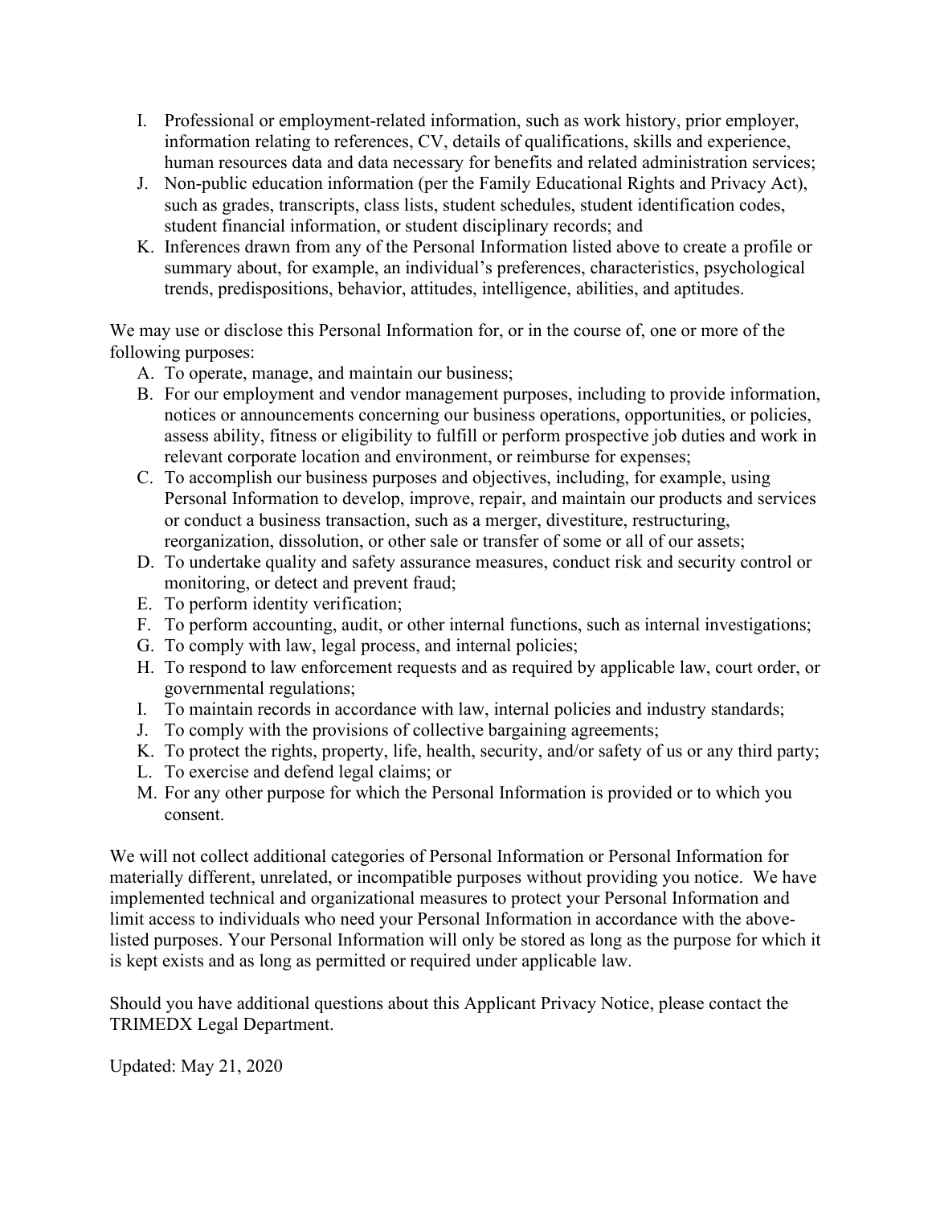I. Professional or employment-related information, such as work history, prior employer, information relating to references, CV, details of qualifications, skills and experience, human resources data and data necessary for benefits and related administration services;
J. Non-public education information (per the Family Educational Rights and Privacy Act), such as grades, transcripts, class lists, student schedules, student identification codes, student financial information, or student disciplinary records; and
K. Inferences drawn from any of the Personal Information listed above to create a profile or summary about, for example, an individual's preferences, characteristics, psychological trends, predispositions, behavior, attitudes, intelligence, abilities, and aptitudes.

We may use or disclose this Personal Information for, or in the course of, one or more of the following purposes:

A. To operate, manage, and maintain our business;
B. For our employment and vendor management purposes, including to provide information, notices or announcements concerning our business operations, opportunities, or policies, assess ability, fitness or eligibility to fulfill or perform prospective job duties and work in relevant corporate location and environment, or reimburse for expenses;
C. To accomplish our business purposes and objectives, including, for example, using Personal Information to develop, improve, repair, and maintain our products and services or conduct a business transaction, such as a merger, divestiture, restructuring, reorganization, dissolution, or other sale or transfer of some or all of our assets;
D. To undertake quality and safety assurance measures, conduct risk and security control or monitoring, or detect and prevent fraud;
E. To perform identity verification;
F. To perform accounting, audit, or other internal functions, such as internal investigations;
G. To comply with law, legal process, and internal policies;
H. To respond to law enforcement requests and as required by applicable law, court order, or governmental regulations;
I. To maintain records in accordance with law, internal policies and industry standards;
J. To comply with the provisions of collective bargaining agreements;
K. To protect the rights, property, life, health, security, and/or safety of us or any third party;
L. To exercise and defend legal claims; or
M. For any other purpose for which the Personal Information is provided or to which you consent.

We will not collect additional categories of Personal Information or Personal Information for materially different, unrelated, or incompatible purposes without providing you notice. We have implemented technical and organizational measures to protect your Personal Information and limit access to individuals who need your Personal Information in accordance with the above-listed purposes. Your Personal Information will only be stored as long as the purpose for which it is kept exists and as long as permitted or required under applicable law.

Should you have additional questions about this Applicant Privacy Notice, please contact the TRIMEDX Legal Department.

Updated: May 21, 2020